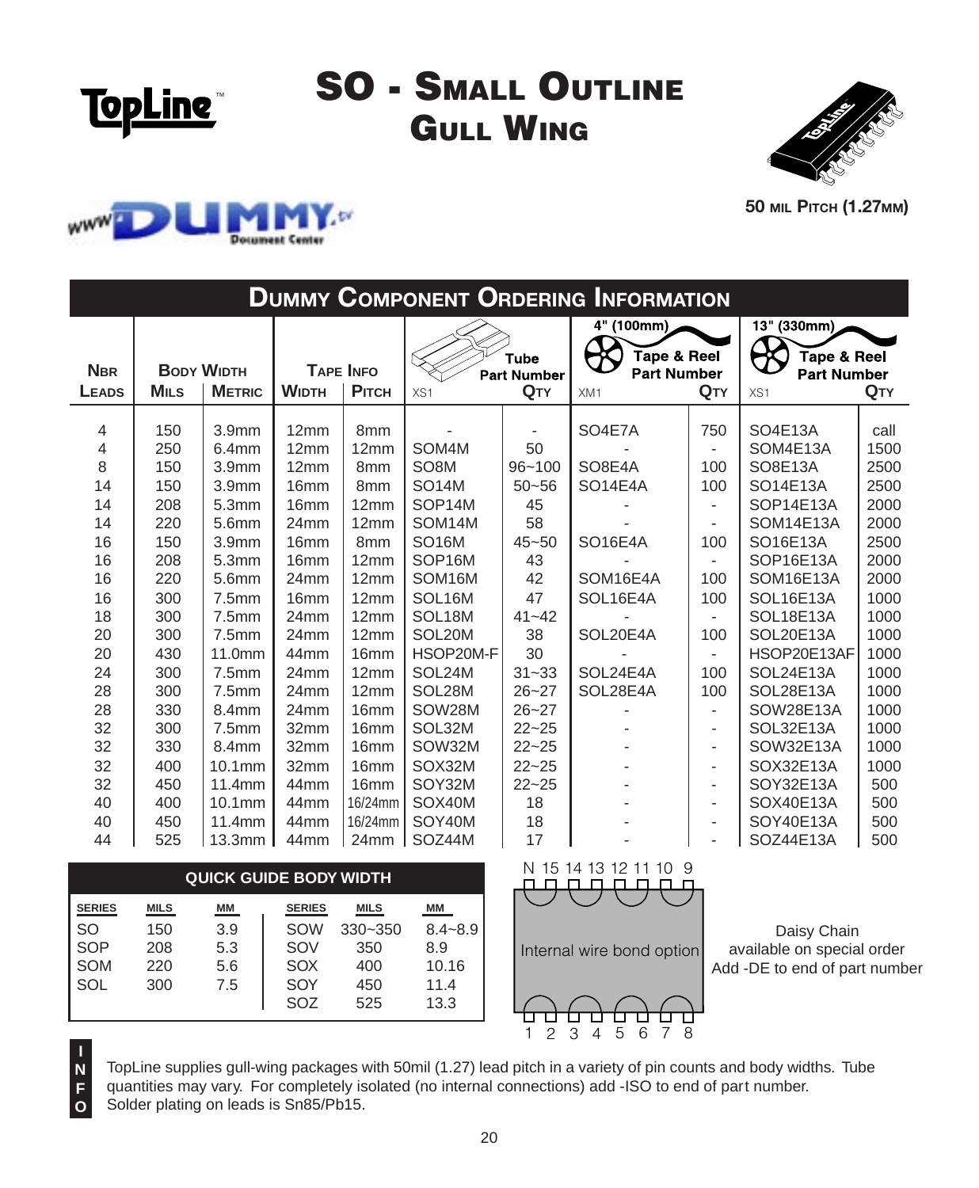# SO - Small Outline Gull Wing

TopLine™

www.DUMMY.tv Document Center

**50 mil Pitch (1.27mm)**

## Dummy Component Ordering Information

| Nbr Leads | Body Width Mils | Body Width Metric | Tape Info Width | Tape Info Pitch | Tube Part Number XS1 | Tube Qty | 4" (100mm) Tape & Reel Part Number XM1 | 4" (100mm) Tape & Reel Qty | 13" (330mm) Tape & Reel Part Number XS1 | 13" (330mm) Tape & Reel Qty |
|---|---|---|---|---|---|---|---|---|---|---|
| 4 | 150 | 3.9mm | 12mm | 8mm | - | - | SO4E7A | 750 | SO4E13A | call |
| 4 | 250 | 6.4mm | 12mm | 12mm | SOM4M | 50 | - | - | SOM4E13A | 1500 |
| 8 | 150 | 3.9mm | 12mm | 8mm | SO8M | 96~100 | SO8E4A | 100 | SO8E13A | 2500 |
| 14 | 150 | 3.9mm | 16mm | 8mm | SO14M | 50~56 | SO14E4A | 100 | SO14E13A | 2500 |
| 14 | 208 | 5.3mm | 16mm | 12mm | SOP14M | 45 | - | - | SOP14E13A | 2000 |
| 14 | 220 | 5.6mm | 24mm | 12mm | SOM14M | 58 | - | - | SOM14E13A | 2000 |
| 16 | 150 | 3.9mm | 16mm | 8mm | SO16M | 45~50 | SO16E4A | 100 | SO16E13A | 2500 |
| 16 | 208 | 5.3mm | 16mm | 12mm | SOP16M | 43 | - | - | SOP16E13A | 2000 |
| 16 | 220 | 5.6mm | 24mm | 12mm | SOM16M | 42 | SOM16E4A | 100 | SOM16E13A | 2000 |
| 16 | 300 | 7.5mm | 16mm | 12mm | SOL16M | 47 | SOL16E4A | 100 | SOL16E13A | 1000 |
| 18 | 300 | 7.5mm | 24mm | 12mm | SOL18M | 41~42 | - | - | SOL18E13A | 1000 |
| 20 | 300 | 7.5mm | 24mm | 12mm | SOL20M | 38 | SOL20E4A | 100 | SOL20E13A | 1000 |
| 20 | 430 | 11.0mm | 44mm | 16mm | HSOP20M-F | 30 | - | - | HSOP20E13AF | 1000 |
| 24 | 300 | 7.5mm | 24mm | 12mm | SOL24M | 31~33 | SOL24E4A | 100 | SOL24E13A | 1000 |
| 28 | 300 | 7.5mm | 24mm | 12mm | SOL28M | 26~27 | SOL28E4A | 100 | SOL28E13A | 1000 |
| 28 | 330 | 8.4mm | 24mm | 16mm | SOW28M | 26~27 | - | - | SOW28E13A | 1000 |
| 32 | 300 | 7.5mm | 32mm | 16mm | SOL32M | 22~25 | - | - | SOL32E13A | 1000 |
| 32 | 330 | 8.4mm | 32mm | 16mm | SOW32M | 22~25 | - | - | SOW32E13A | 1000 |
| 32 | 400 | 10.1mm | 32mm | 16mm | SOX32M | 22~25 | - | - | SOX32E13A | 1000 |
| 32 | 450 | 11.4mm | 44mm | 16mm | SOY32M | 22~25 | - | - | SOY32E13A | 500 |
| 40 | 400 | 10.1mm | 44mm | 16/24mm | SOX40M | 18 | - | - | SOX40E13A | 500 |
| 40 | 450 | 11.4mm | 44mm | 16/24mm | SOY40M | 18 | - | - | SOY40E13A | 500 |
| 44 | 525 | 13.3mm | 44mm | 24mm | SOZ44M | 17 | - | - | SOZ44E13A | 500 |

### Quick Guide Body Width

| Series | Mils | mm | Series | Mils | mm |
|---|---|---|---|---|---|
| SO | 150 | 3.9 | SOW | 330~350 | 8.4~8.9 |
| SOP | 208 | 5.3 | SOV | 350 | 8.9 |
| SOM | 220 | 5.6 | SOX | 400 | 10.16 |
| SOL | 300 | 7.5 | SOY | 450 | 11.4 |
| | | | SOZ | 525 | 13.3 |

N 15 14 13 12 11 10 9

Internal wire bond option

1 2 3 4 5 6 7 8

Daisy Chain available on special order
Add -DE to end of part number

**INFO**

TopLine supplies gull-wing packages with 50mil (1.27) lead pitch in a variety of pin counts and body widths. Tube quantities may vary. For completely isolated (no internal connections) add -ISO to end of part number. Solder plating on leads is Sn85/Pb15.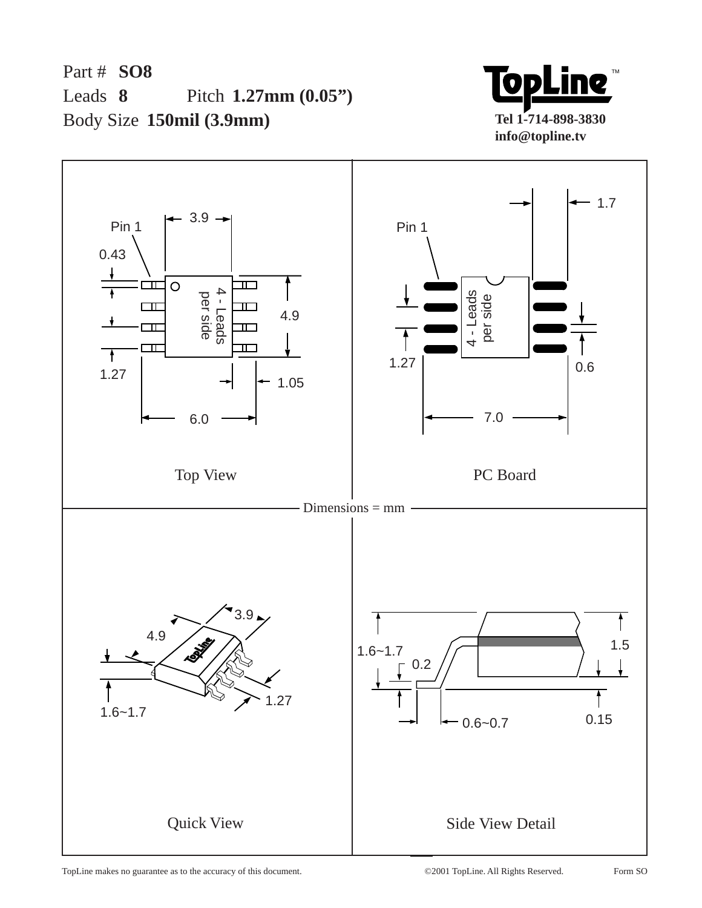Part # **SO8**

Leads **8** Pitch **1.27mm (0.05")**

Body Size **150mil (3.9mm)**

**Tel 1-714-898-3830**
**info@topline.tv**

**Top View**

- Pin 1
- 3.9
- 0.43
- 4 - Leads per side
- 4.9
- 1.27
- 1.05
- 6.0

**PC Board**

- 1.7
- Pin 1
- 4 - Leads per side
- 1.27
- 0.6
- 7.0

Dimensions = mm

**Quick View**

- 3.9
- 4.9
- 1.6~1.7
- 1.27

**Side View Detail**

- 1.6~1.7
- 0.2
- 1.5
- 0.6~0.7
- 0.15

TopLine makes no guarantee as to the accuracy of this document. ©2001 TopLine. All Rights Reserved. Form SO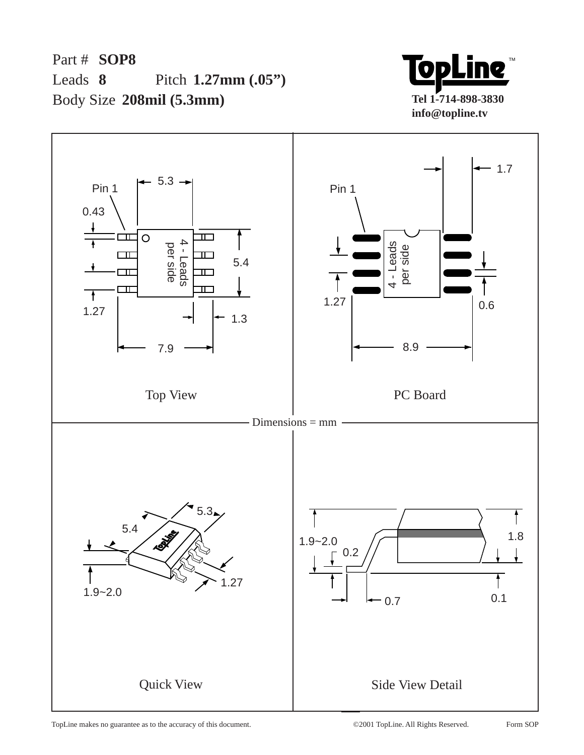Part # **SOP8**
Leads **8**  Pitch **1.27mm (.05")**
Body Size **208mil (5.3mm)**

**TopLine**™
**Tel 1-714-898-3830**
**info@topline.tv**

Pin 1
0.43
5.3
4 - Leads per side
5.4
1.27
1.3
7.9

Top View

Pin 1
1.7
4 - Leads per side
1.27
0.6
8.9

PC Board

Dimensions = mm

5.3
5.4
1.9~2.0
1.27

Quick View

1.9~2.0
0.2
1.8
0.7
0.1

Side View Detail

TopLine makes no guarantee as to the accuracy of this document.  ©2001 TopLine. All Rights Reserved.  Form SOP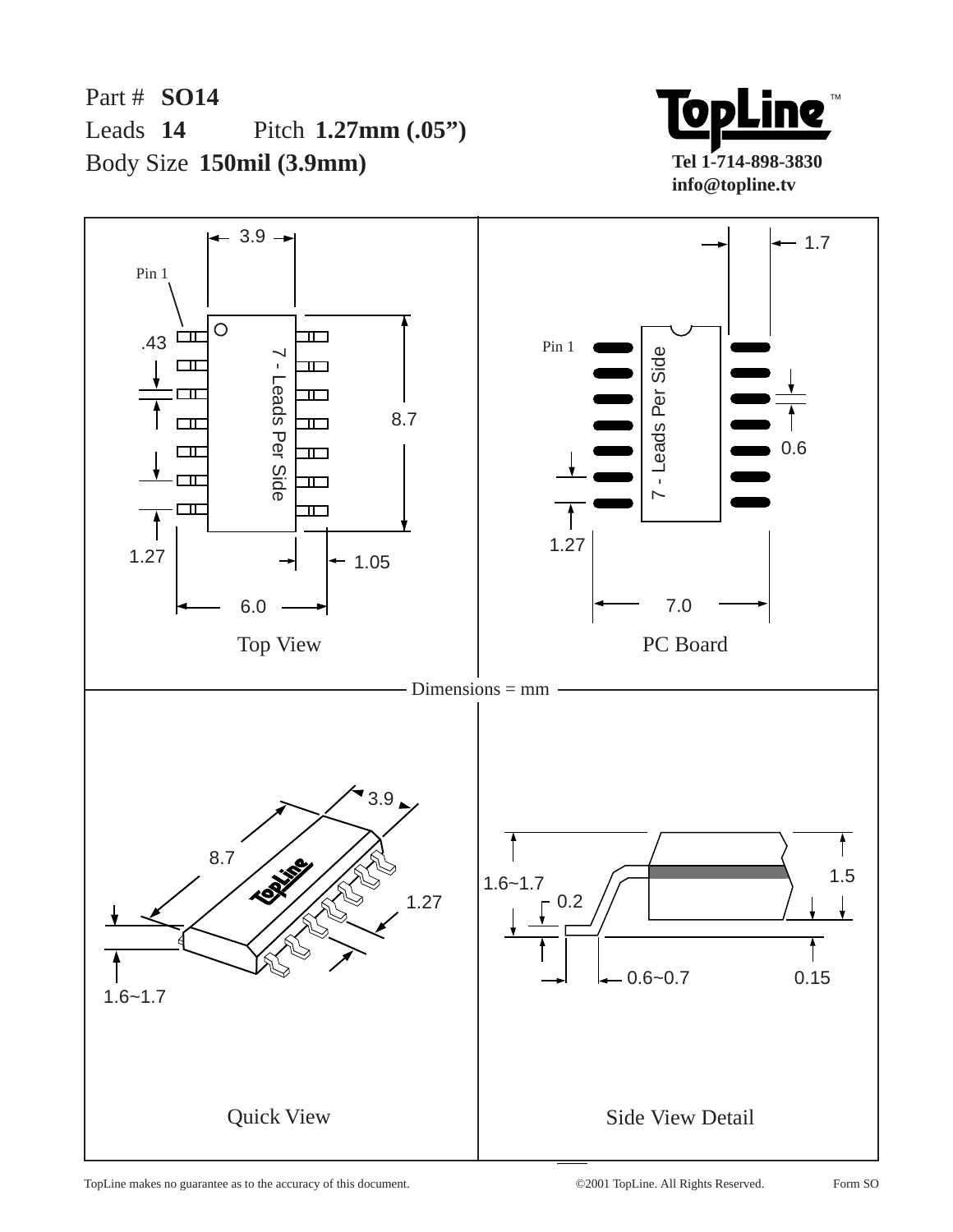Part # **SO14**

Leads **14** Pitch **1.27mm (.05")**

Body Size **150mil (3.9mm)**

**TopLine**™

**Tel 1-714-898-3830**
**info@topline.tv**

Pin 1

3.9

.43

7 - Leads Per Side

8.7

1.27

1.05

6.0

Top View

1.7

Pin 1

7 - Leads Per Side

0.6

1.27

7.0

PC Board

Dimensions = mm

3.9

8.7

1.27

1.6~1.7

Quick View

1.6~1.7

0.2

1.5

0.6~0.7

0.15

Side View Detail

TopLine makes no guarantee as to the accuracy of this document. ©2001 TopLine. All Rights Reserved. Form SO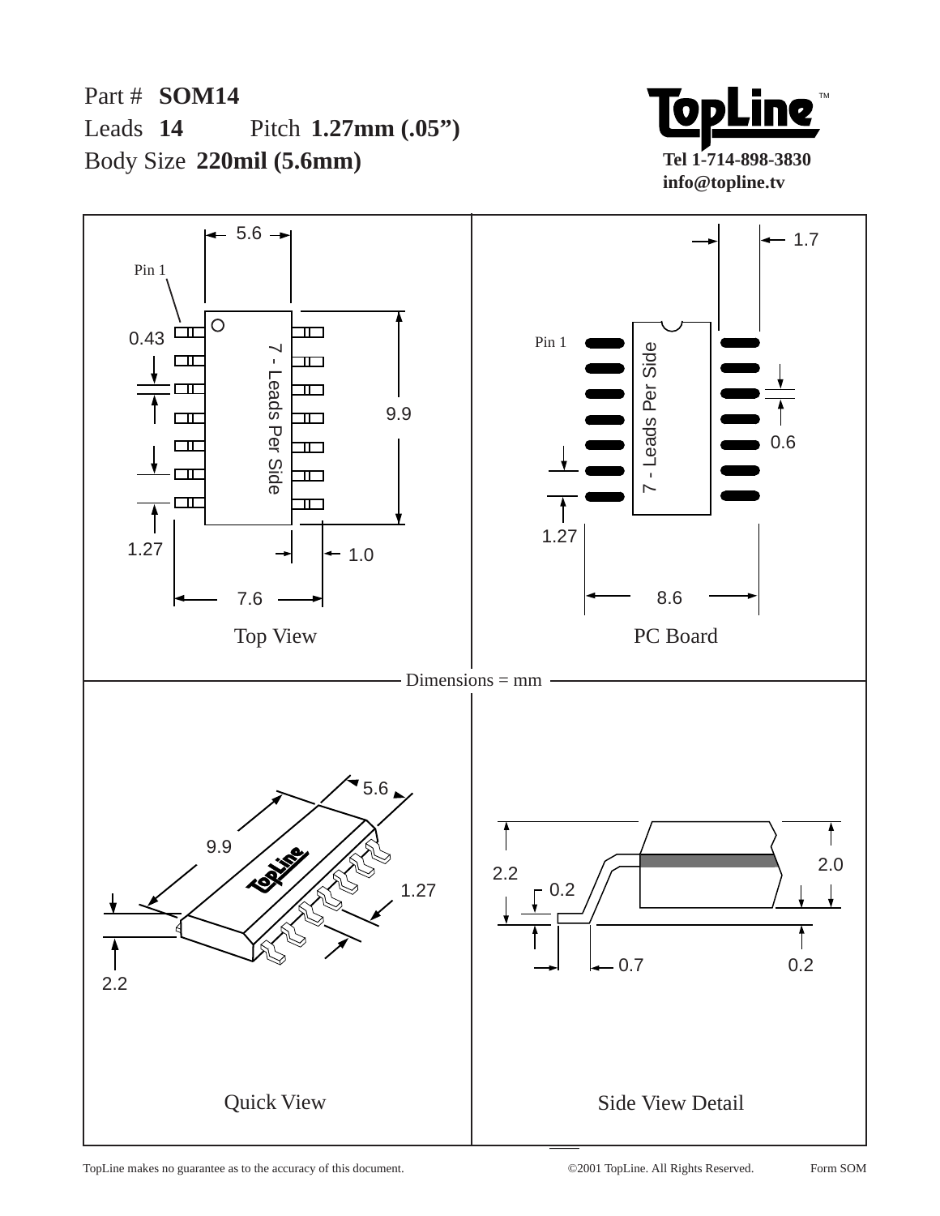Part # **SOM14**

Leads **14** Pitch **1.27mm (.05")**

Body Size **220mil (5.6mm)**

**TopLine**™

**Tel 1-714-898-3830**

**info@topline.tv**

5.6

Pin 1

0.43

7 - Leads Per Side

9.9

1.27

1.0

7.6

Top View

1.7

Pin 1

7 - Leads Per Side

0.6

1.27

8.6

PC Board

Dimensions = mm

5.6

9.9

1.27

2.2

Quick View

2.2

0.2

2.0

0.7

0.2

Side View Detail

TopLine makes no guarantee as to the accuracy of this document.

©2001 TopLine. All Rights Reserved.

Form SOM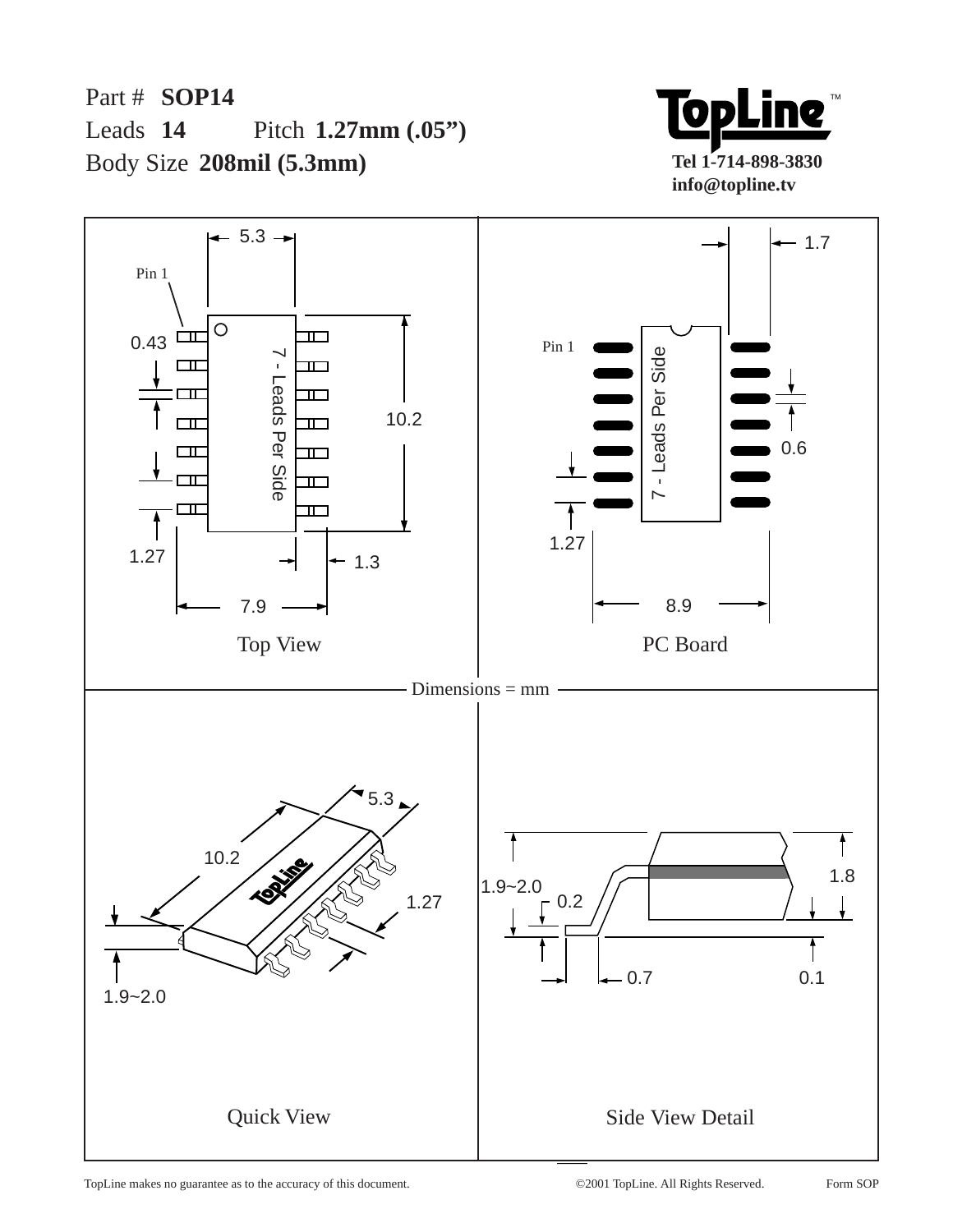Part # **SOP14**
Leads **14** Pitch **1.27mm (.05")**
Body Size **208mil (5.3mm)**

**TopLine**™
**Tel 1-714-898-3830**
**info@topline.tv**

Top View

Pin 1
5.3
0.43
10.2
7 - Leads Per Side
1.27
1.3
7.9

PC Board

1.7
Pin 1
7 - Leads Per Side
0.6
1.27
8.9

Dimensions = mm

Quick View

5.3
10.2
1.27
1.9~2.0

Side View Detail

1.9~2.0
0.2
1.8
0.7
0.1

TopLine makes no guarantee as to the accuracy of this document. ©2001 TopLine. All Rights Reserved. Form SOP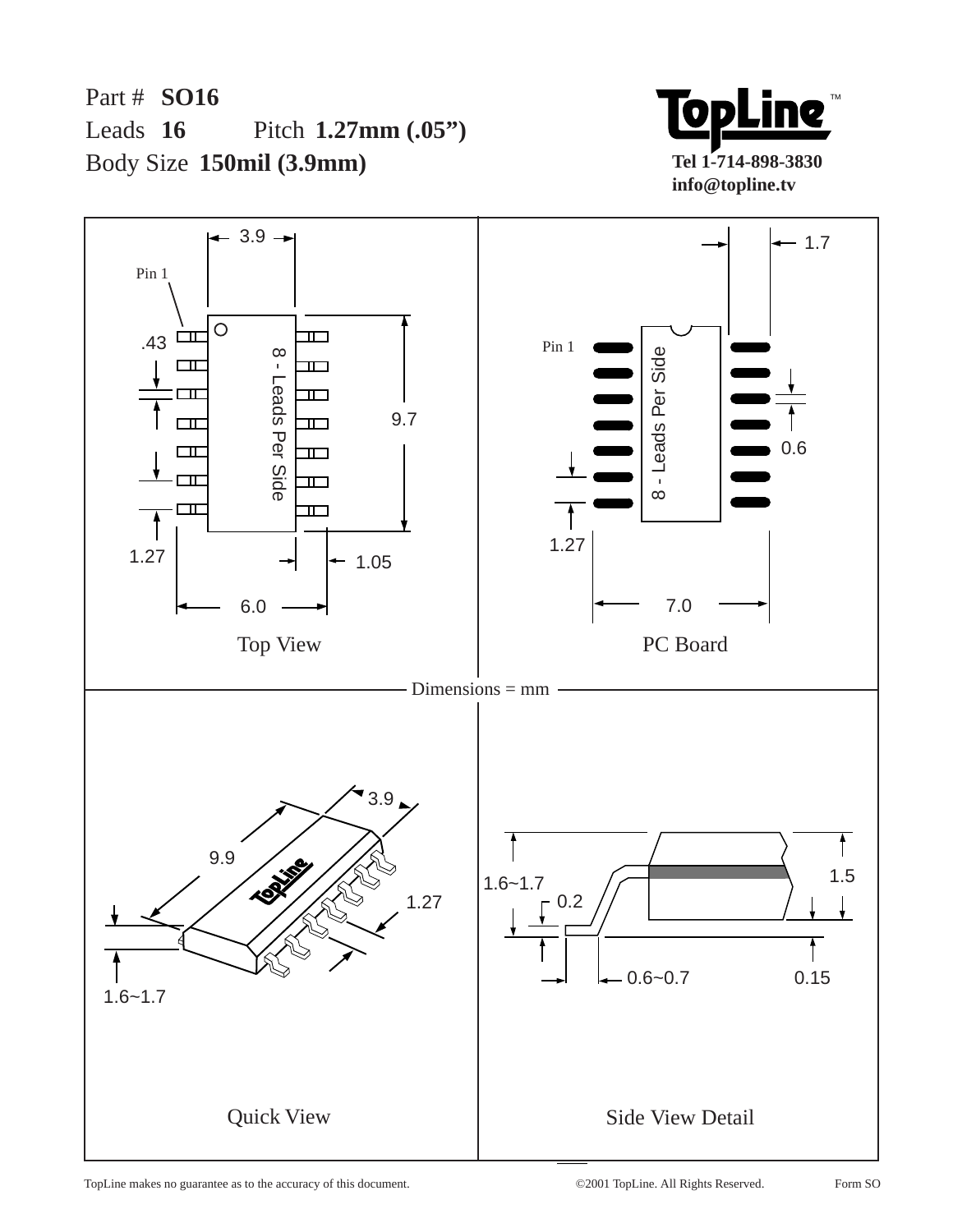Part # **SO16**

Leads **16** Pitch **1.27mm (.05")**

Body Size **150mil (3.9mm)**

**TopLine**™

**Tel 1-714-898-3830**
**info@topline.tv**

3.9

Pin 1

.43

8 - Leads Per Side

9.7

1.27

1.05

6.0

Top View

1.7

Pin 1

8 - Leads Per Side

0.6

1.27

7.0

PC Board

Dimensions = mm

3.9

9.9

1.27

1.6~1.7

Quick View

1.6~1.7

0.2

1.5

0.6~0.7

0.15

Side View Detail

TopLine makes no guarantee as to the accuracy of this document. ©2001 TopLine. All Rights Reserved. Form SO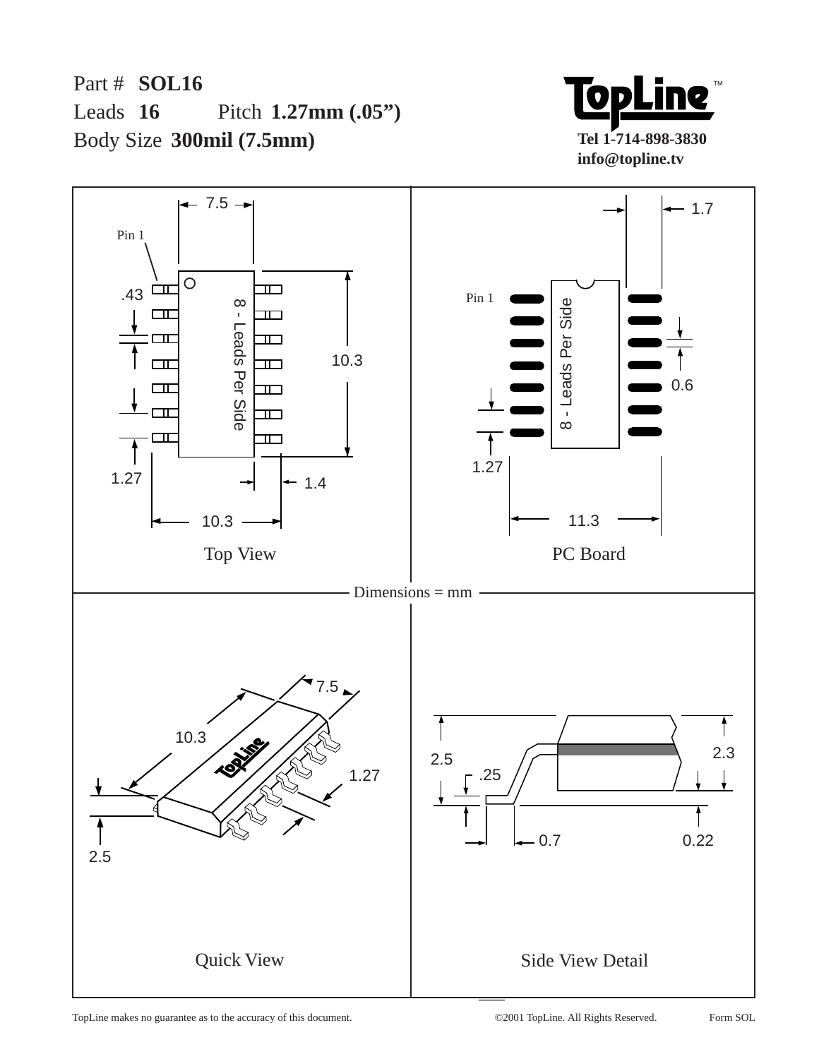Part # **SOL16**

Leads **16** Pitch **1.27mm (.05”)**

Body Size **300mil (7.5mm)**

TopLine™

**Tel 1-714-898-3830**
**info@topline.tv**

7.5

Pin 1

.43

8 - Leads Per Side

10.3

1.27

1.4

10.3

Top View

1.7

Pin 1

8 - Leads Per Side

0.6

1.27

11.3

PC Board

Dimensions = mm

7.5

10.3

1.27

2.5

Quick View

2.5

.25

2.3

0.7

0.22

Side View Detail

TopLine makes no guarantee as to the accuracy of this document. ©2001 TopLine. All Rights Reserved. Form SOL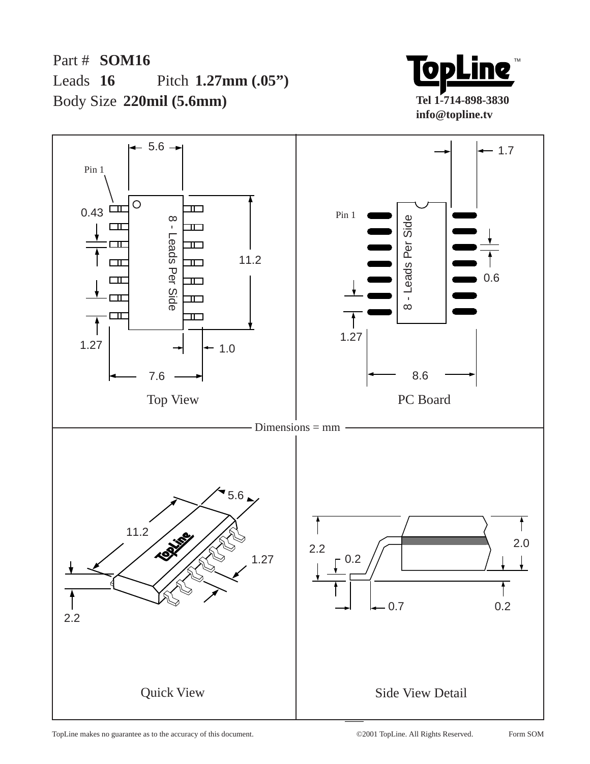Part # **SOM16**

Leads **16** Pitch **1.27mm (.05")**

Body Size **220mil (5.6mm)**

**TopLine™**

**Tel 1-714-898-3830**
**info@topline.tv**

5.6

Pin 1

0.43

8 - Leads Per Side

11.2

1.27

1.0

7.6

Top View

1.7

Pin 1

8 - Leads Per Side

0.6

1.27

8.6

PC Board

Dimensions = mm

5.6

11.2

1.27

2.2

Quick View

2.2

0.2

2.0

0.7

0.2

Side View Detail

TopLine makes no guarantee as to the accuracy of this document. ©2001 TopLine. All Rights Reserved. Form SOM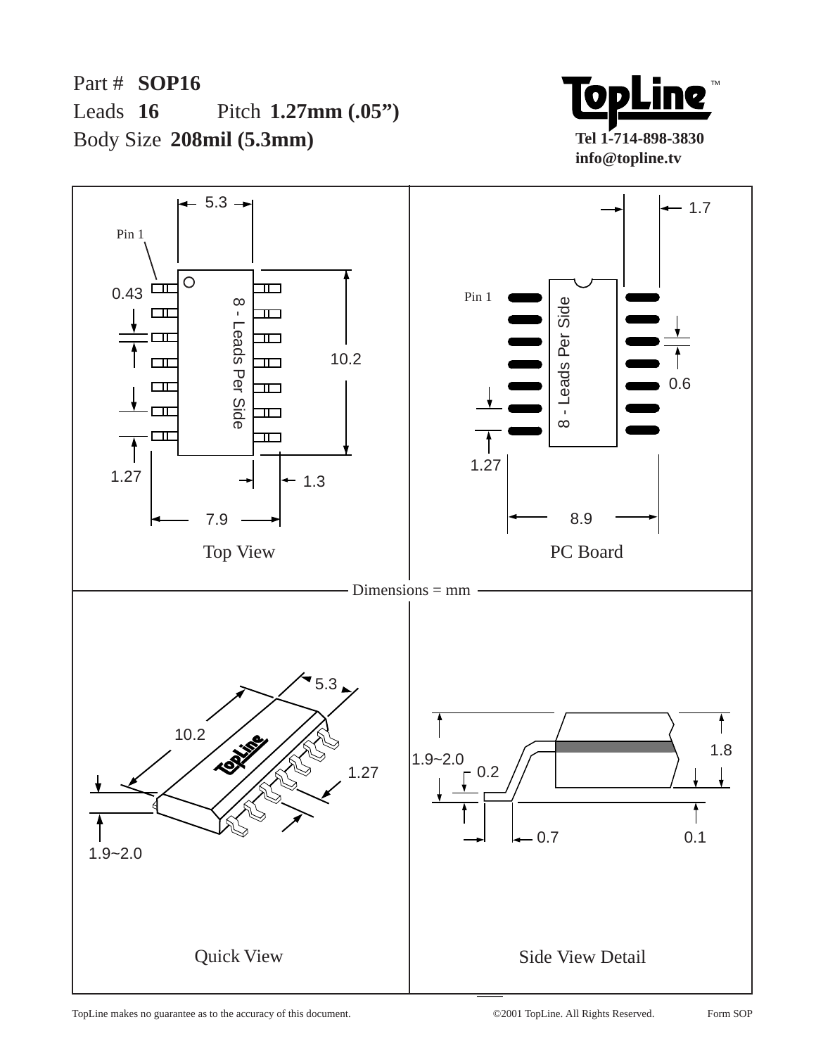Part # **SOP16**

Leads **16** Pitch **1.27mm (.05")**

Body Size **208mil (5.3mm)**

**TopLine**™

**Tel 1-714-898-3830**
**info@topline.tv**

Dimensions = mm

**Top View**

Pin 1
5.3
0.43
8 - Leads Per Side
10.2
1.27
1.3
7.9

**PC Board**

1.7
Pin 1
8 - Leads Per Side
0.6
1.27
8.9

**Quick View**

5.3
10.2
1.27
1.9~2.0

**Side View Detail**

1.9~2.0
0.2
1.8
0.7
0.1

TopLine makes no guarantee as to the accuracy of this document. ©2001 TopLine. All Rights Reserved. Form SOP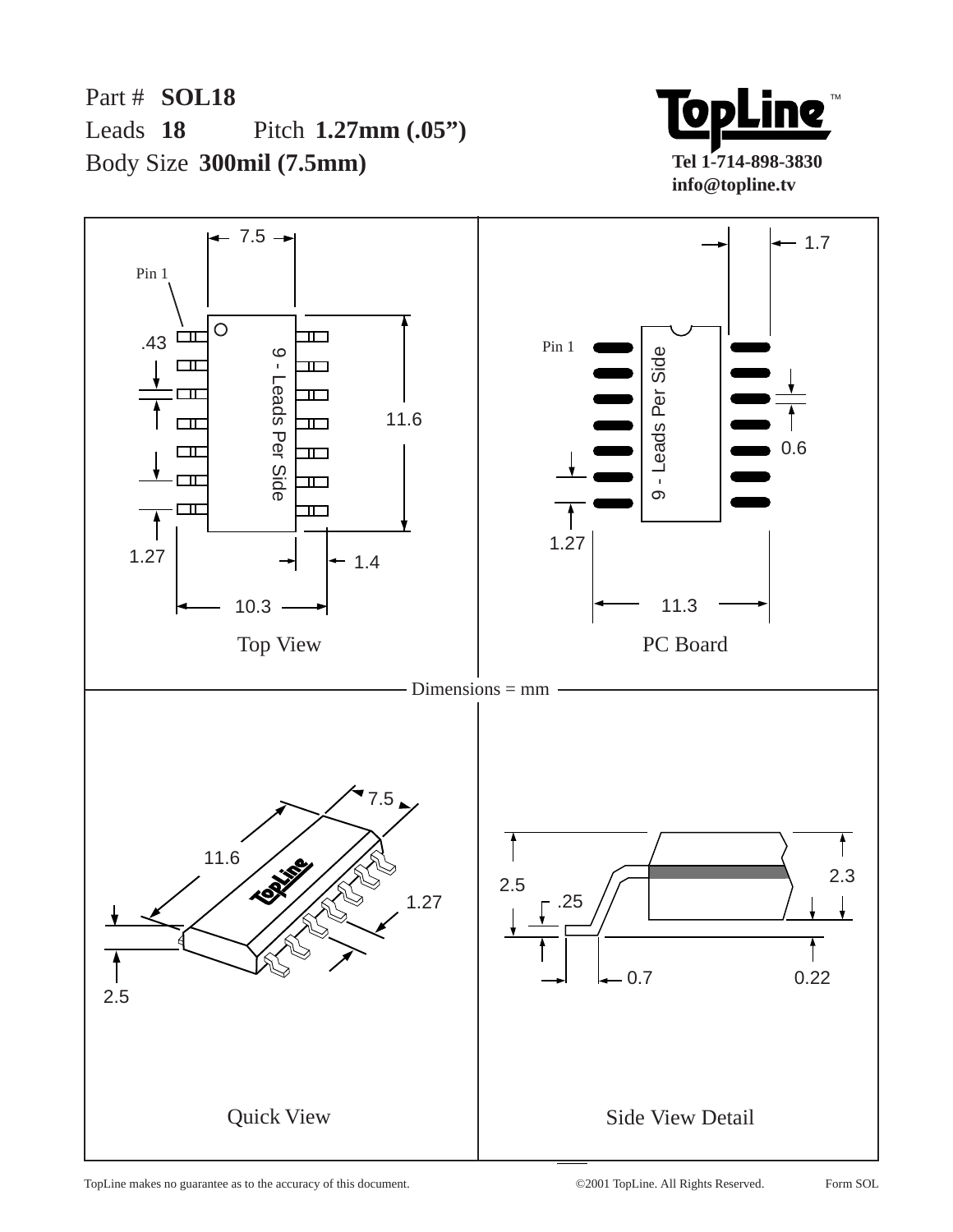Part # **SOL18**

Leads **18** Pitch **1.27mm (.05")**

Body Size **300mil (7.5mm)**

**TopLine**™

**Tel 1-714-898-3830**
**info@topline.tv**

Top View

7.5

Pin 1

.43

9 - Leads Per Side

11.6

1.27

1.4

10.3

PC Board

1.7

Pin 1

9 - Leads Per Side

0.6

1.27

11.3

Dimensions = mm

Quick View

7.5

11.6

1.27

2.5

Side View Detail

2.5

.25

2.3

0.7

0.22

TopLine makes no guarantee as to the accuracy of this document. ©2001 TopLine. All Rights Reserved. Form SOL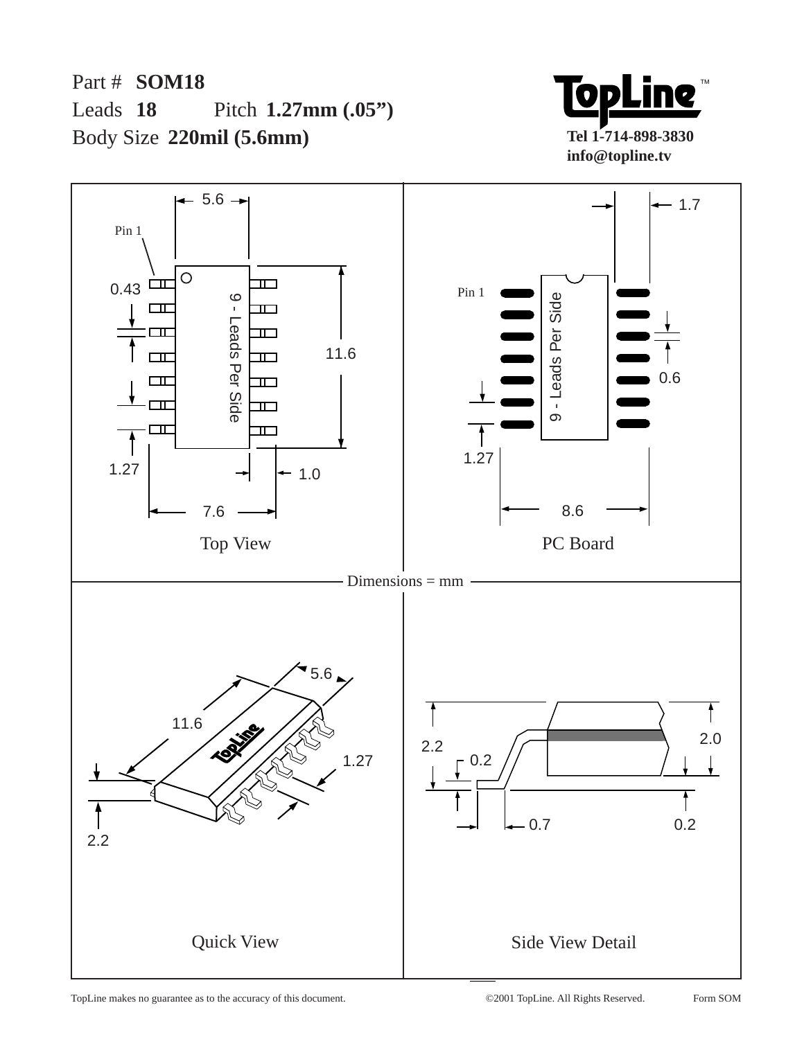Part # **SOM18**

Leads **18** Pitch **1.27mm (.05")**

Body Size **220mil (5.6mm)**

**TopLine™**

**Tel 1-714-898-3830**
**info@topline.tv**

5.6

Pin 1

0.43

9 - Leads Per Side

11.6

1.27

1.0

7.6

Top View

1.7

Pin 1

9 - Leads Per Side

0.6

1.27

8.6

PC Board

Dimensions = mm

5.6

11.6

1.27

2.2

Quick View

2.2

0.2

2.0

0.7

0.2

Side View Detail

TopLine makes no guarantee as to the accuracy of this document. ©2001 TopLine. All Rights Reserved. Form SOM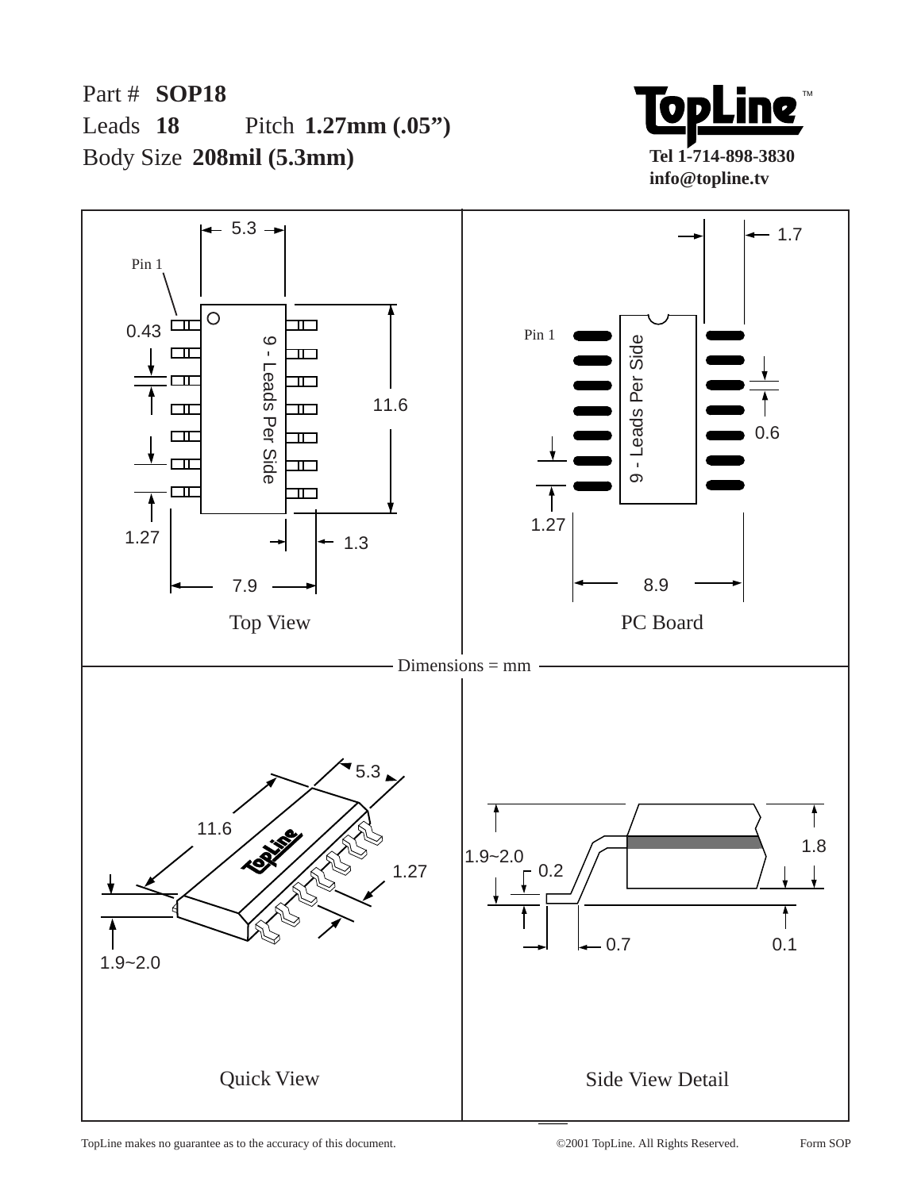Part # **SOP18**

Leads **18** Pitch **1.27mm (.05")**

Body Size **208mil (5.3mm)**

**TopLine**™

**Tel 1-714-898-3830**
**info@topline.tv**

5.3

Pin 1

0.43

9 - Leads Per Side

11.6

1.27

1.3

7.9

Top View

1.7

Pin 1

9 - Leads Per Side

0.6

1.27

8.9

PC Board

Dimensions = mm

5.3

11.6

1.27

1.9~2.0

Quick View

1.9~2.0

0.2

1.8

0.7

0.1

Side View Detail

TopLine makes no guarantee as to the accuracy of this document. ©2001 TopLine. All Rights Reserved. Form SOP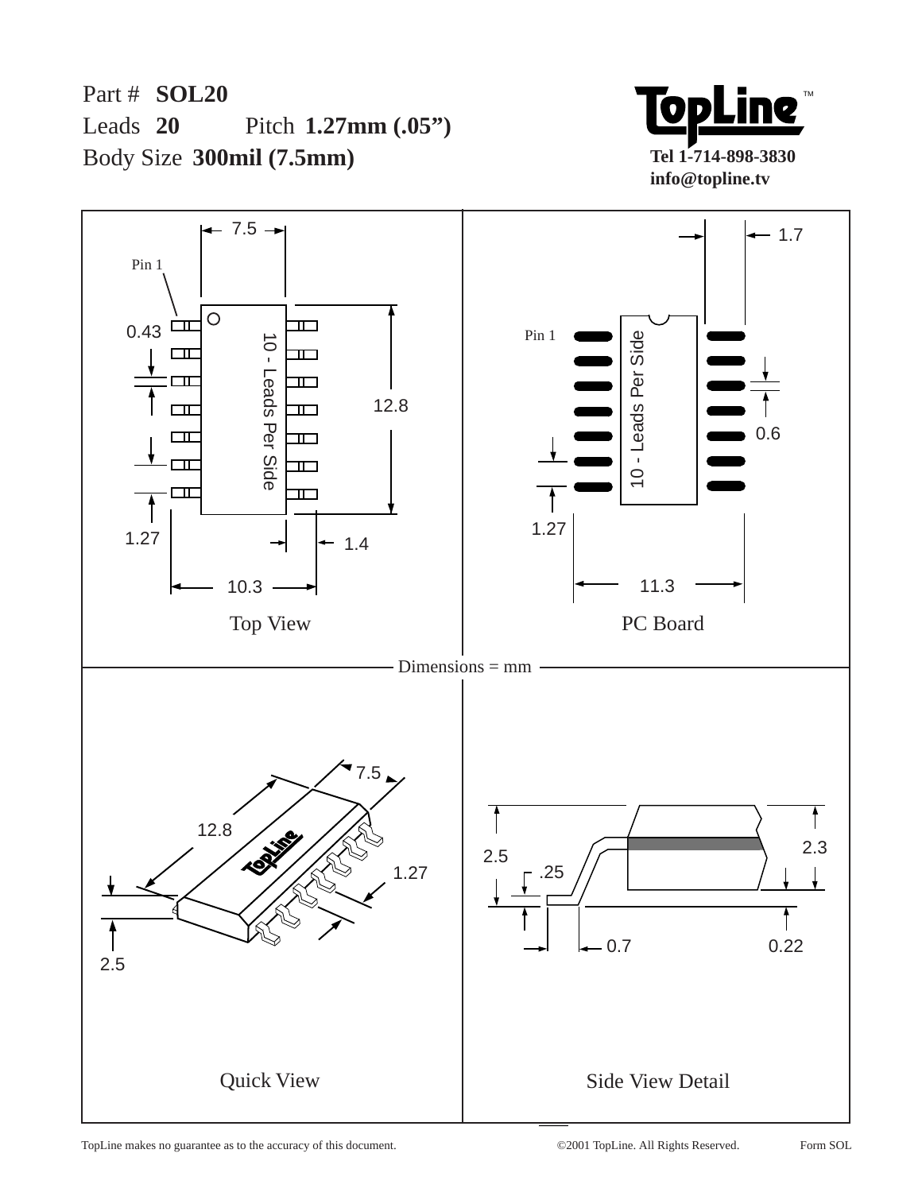Part # **SOL20**

Leads **20** Pitch **1.27mm (.05")**

Body Size **300mil (7.5mm)**

**TopLine**™

**Tel 1-714-898-3830**
**info@topline.tv**

7.5

Pin 1

0.43

10 - Leads Per Side

12.8

1.27

1.4

10.3

Top View

1.7

Pin 1

10 - Leads Per Side

0.6

1.27

11.3

PC Board

Dimensions = mm

7.5

12.8

1.27

2.5

Quick View

2.5

.25

2.3

0.7

0.22

Side View Detail

TopLine makes no guarantee as to the accuracy of this document. ©2001 TopLine. All Rights Reserved. Form SOL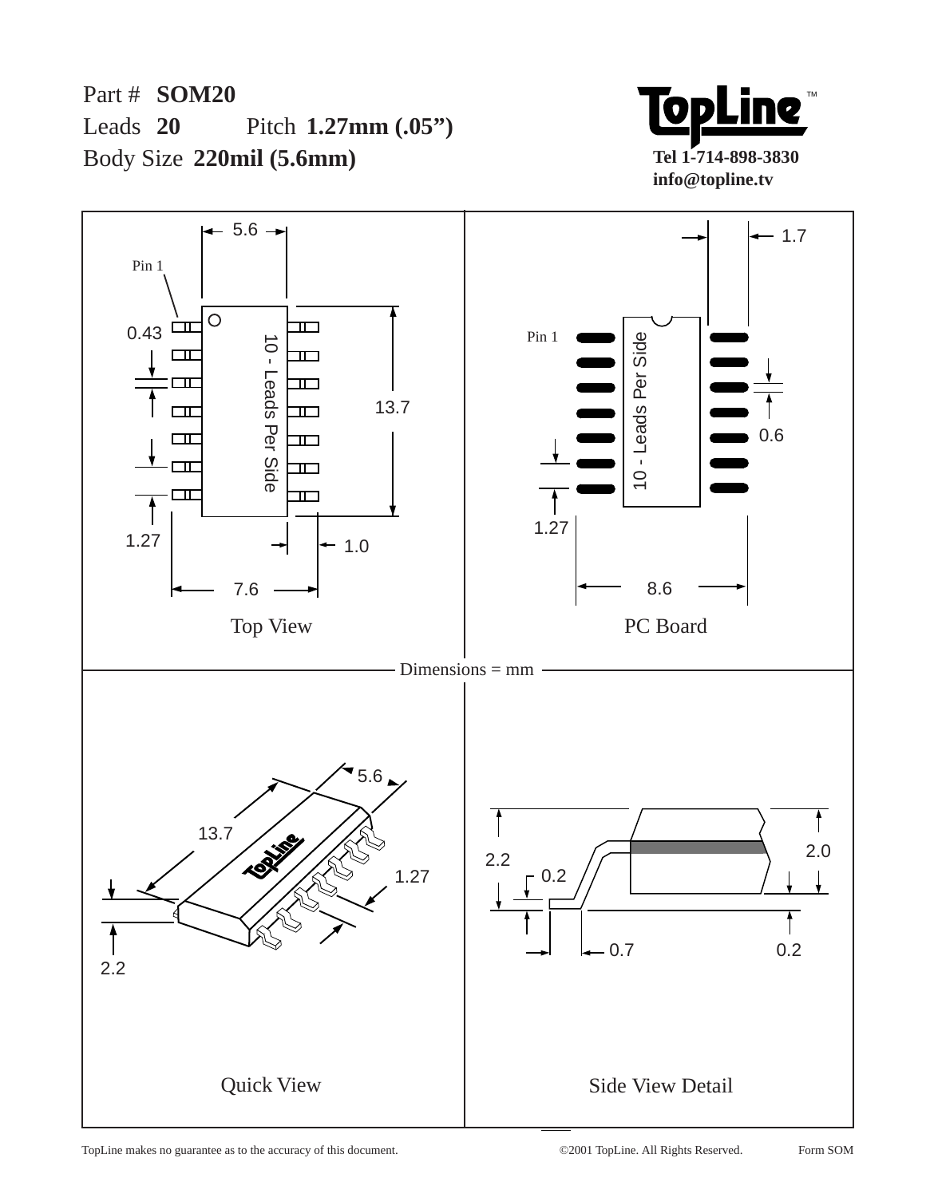Part # **SOM20**

Leads **20** Pitch **1.27mm (.05")**

Body Size **220mil (5.6mm)**

**TopLine**™

**Tel 1-714-898-3830**
**info@topline.tv**

Dimensions = mm

**Top View**

- 5.6
- Pin 1
- 0.43
- 10 - Leads Per Side
- 13.7
- 1.27
- 1.0
- 7.6

**PC Board**

- 1.7
- Pin 1
- 10 - Leads Per Side
- 0.6
- 1.27
- 8.6

**Quick View**

- 5.6
- 13.7
- 1.27
- 2.2

**Side View Detail**

- 2.2
- 0.2
- 2.0
- 0.7
- 0.2

TopLine makes no guarantee as to the accuracy of this document. ©2001 TopLine. All Rights Reserved. Form SOM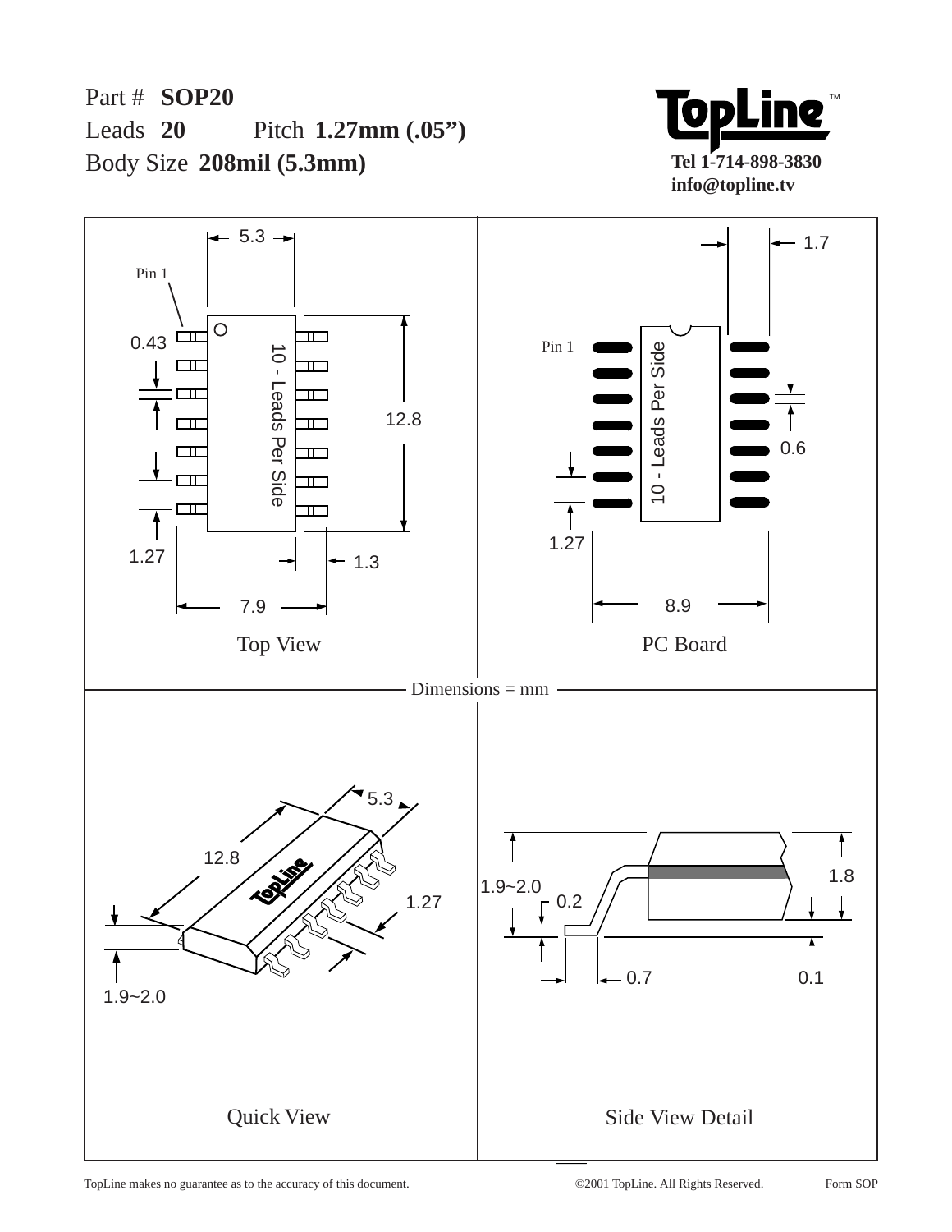Part # **SOP20**

Leads **20** Pitch **1.27mm (.05")**

Body Size **208mil (5.3mm)**

**TopLine**™

**Tel 1-714-898-3830**
**info@topline.tv**

Top View

5.3

Pin 1

0.43

10 - Leads Per Side

12.8

1.27

1.3

7.9

PC Board

1.7

Pin 1

10 - Leads Per Side

0.6

1.27

8.9

Dimensions = mm

Quick View

5.3

12.8

1.27

1.9~2.0

Side View Detail

1.9~2.0

0.2

1.8

0.7

0.1

TopLine makes no guarantee as to the accuracy of this document. ©2001 TopLine. All Rights Reserved. Form SOP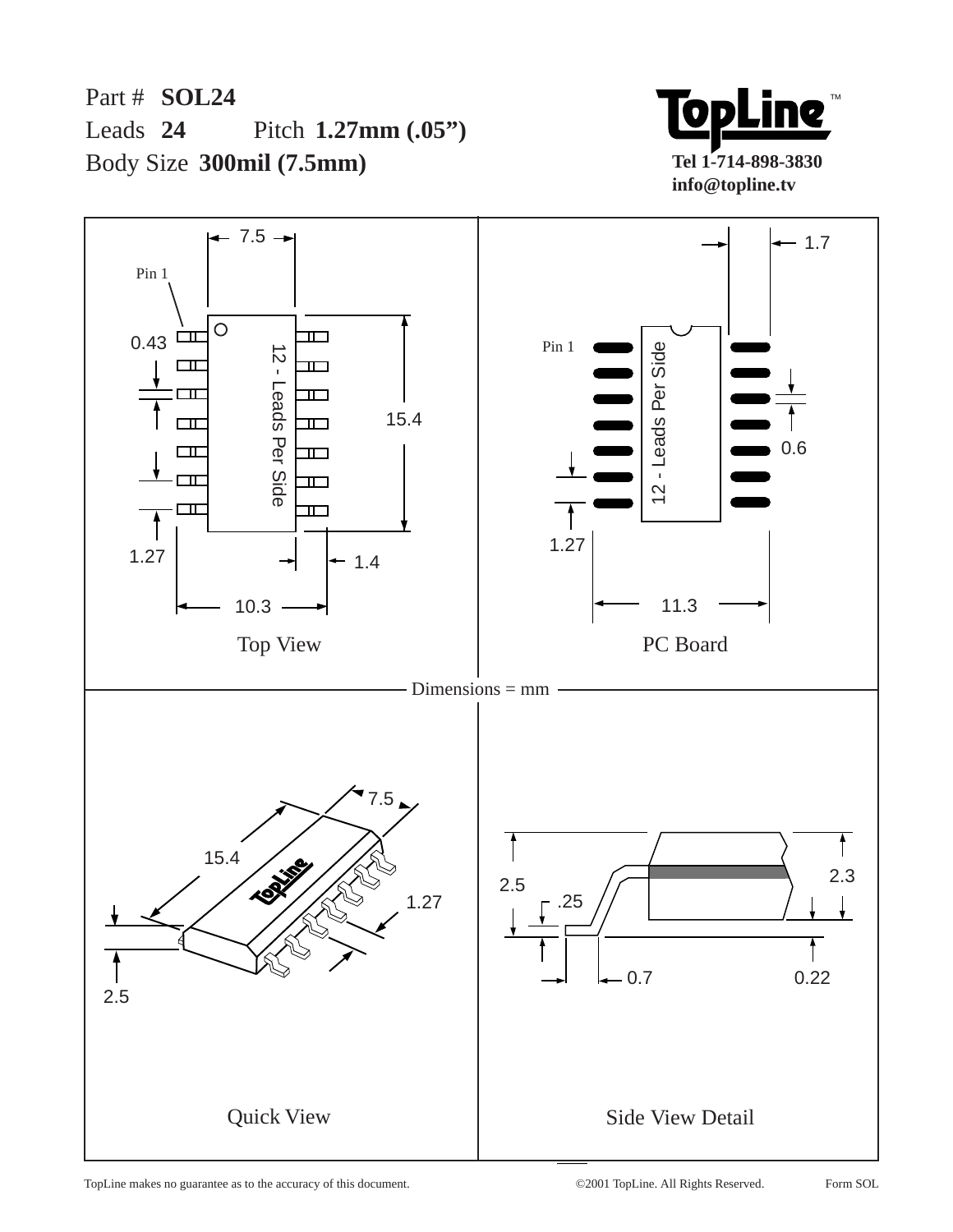Part # **SOL24**

Leads **24** Pitch **1.27mm (.05")**

Body Size **300mil (7.5mm)**

**Tel 1-714-898-3830**
**info@topline.tv**

Top View

7.5
Pin 1
0.43
12 - Leads Per Side
15.4
1.27
1.4
10.3

PC Board

1.7
Pin 1
12 - Leads Per Side
0.6
1.27
11.3

Dimensions = mm

Quick View

7.5
15.4
1.27
2.5

Side View Detail

2.5
.25
2.3
0.7
0.22

TopLine makes no guarantee as to the accuracy of this document. ©2001 TopLine. All Rights Reserved. Form SOL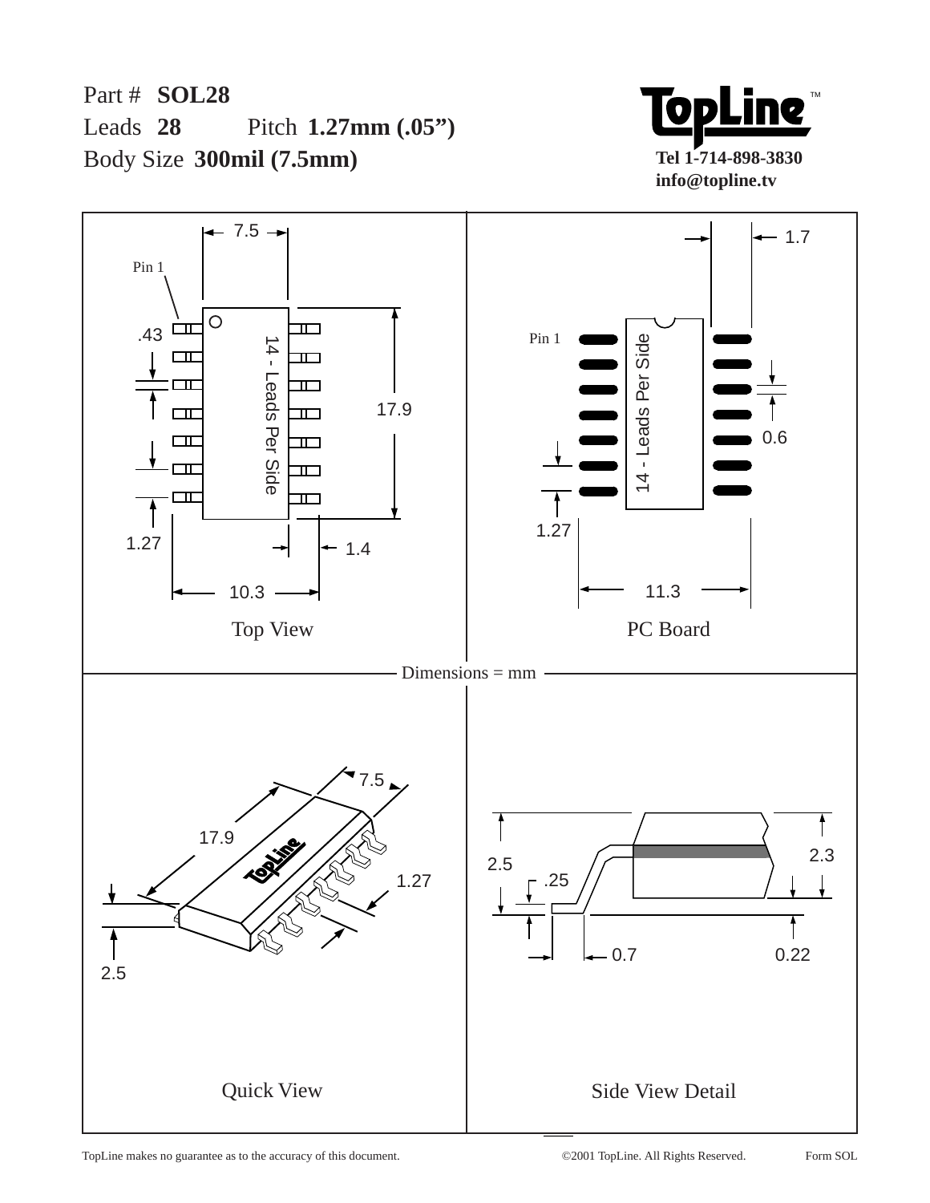Part # **SOL28**

Leads **28** Pitch **1.27mm (.05")**

Body Size **300mil (7.5mm)**

**TopLine**™

**Tel 1-714-898-3830**

**info@topline.tv**

Pin 1

7.5

.43

14 - Leads Per Side

17.9

1.27

1.4

10.3

Top View

1.7

Pin 1

14 - Leads Per Side

0.6

1.27

11.3

PC Board

Dimensions = mm

7.5

17.9

1.27

2.5

Quick View

2.5

.25

2.3

0.7

0.22

Side View Detail

TopLine makes no guarantee as to the accuracy of this document. ©2001 TopLine. All Rights Reserved. Form SOL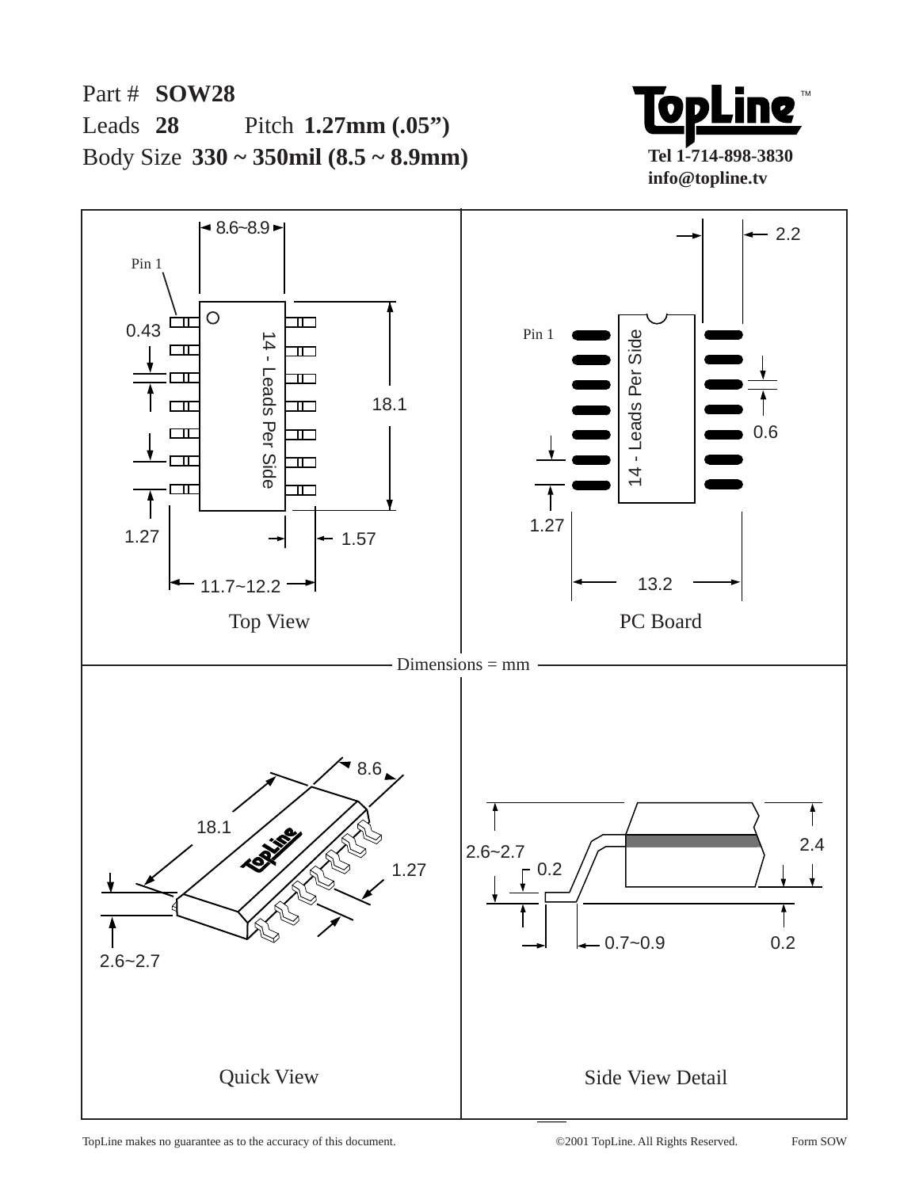Part # **SOW28**

Leads **28** Pitch **1.27mm (.05")**

Body Size **330 ~ 350mil (8.5 ~ 8.9mm)**

**TopLine**™

**Tel 1-714-898-3830**
**info@topline.tv**

Top View

8.6~8.9

Pin 1

0.43

14 - Leads Per Side

18.1

1.27

1.57

11.7~12.2

PC Board

2.2

Pin 1

14 - Leads Per Side

0.6

1.27

13.2

Dimensions = mm

Quick View

8.6

18.1

1.27

2.6~2.7

Side View Detail

2.6~2.7

0.2

2.4

0.7~0.9

0.2

TopLine makes no guarantee as to the accuracy of this document. ©2001 TopLine. All Rights Reserved. Form SOW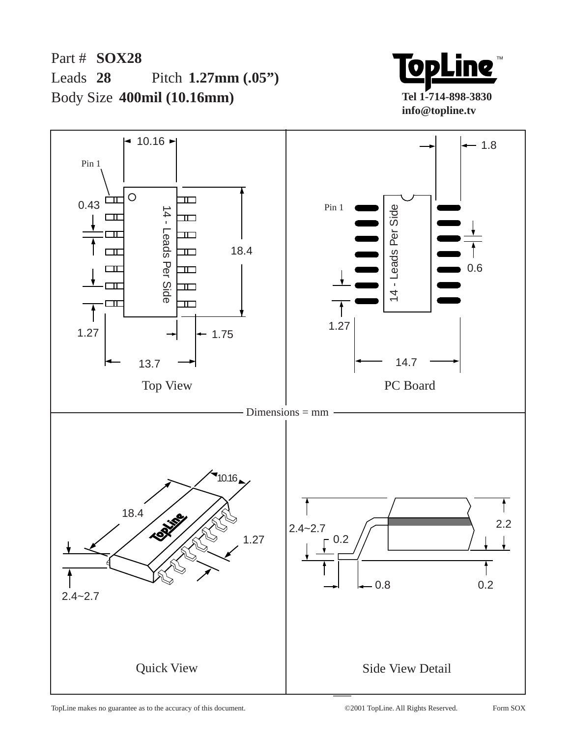Part # **SOX28**

Leads **28** Pitch **1.27mm (.05")**

Body Size **400mil (10.16mm)**

**TopLine**™

**Tel 1-714-898-3830**
**info@topline.tv**

10.16

Pin 1

0.43

14 - Leads Per Side

18.4

1.27

1.75

13.7

Top View

1.8

Pin 1

14 - Leads Per Side

0.6

1.27

14.7

PC Board

Dimensions = mm

10.16

18.4

1.27

2.4~2.7

Quick View

2.4~2.7

0.2

2.2

0.8

0.2

Side View Detail

TopLine makes no guarantee as to the accuracy of this document. ©2001 TopLine. All Rights Reserved. Form SOX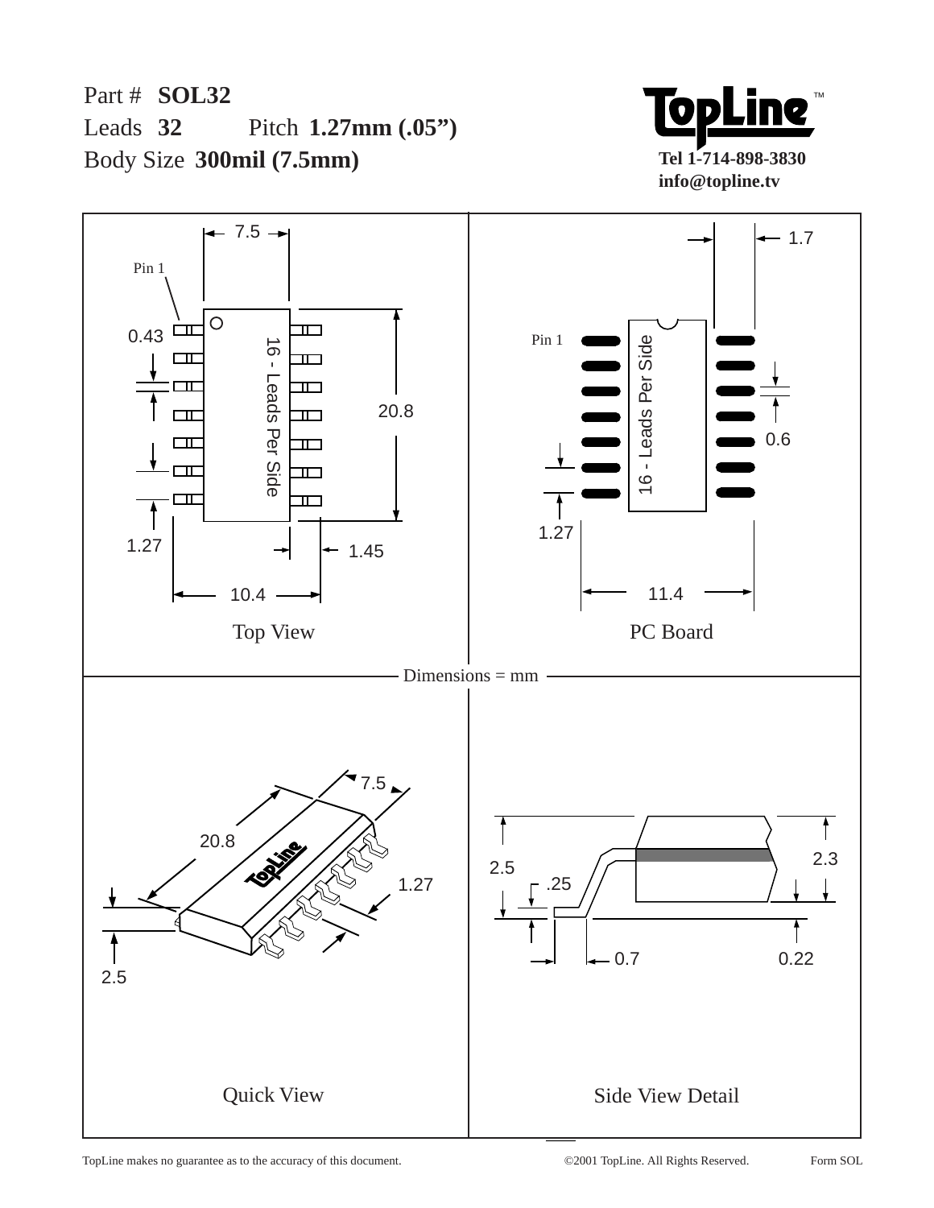Part # **SOL32**

Leads **32** Pitch **1.27mm (.05")**

Body Size **300mil (7.5mm)**

TopLine™

Tel 1-714-898-3830

info@topline.tv

Top View

7.5

Pin 1

0.43

16 - Leads Per Side

20.8

1.27

1.45

10.4

PC Board

1.7

Pin 1

16 - Leads Per Side

0.6

1.27

11.4

Dimensions = mm

Quick View

7.5

20.8

1.27

2.5

Side View Detail

2.5

.25

2.3

0.7

0.22

TopLine makes no guarantee as to the accuracy of this document. ©2001 TopLine. All Rights Reserved. Form SOL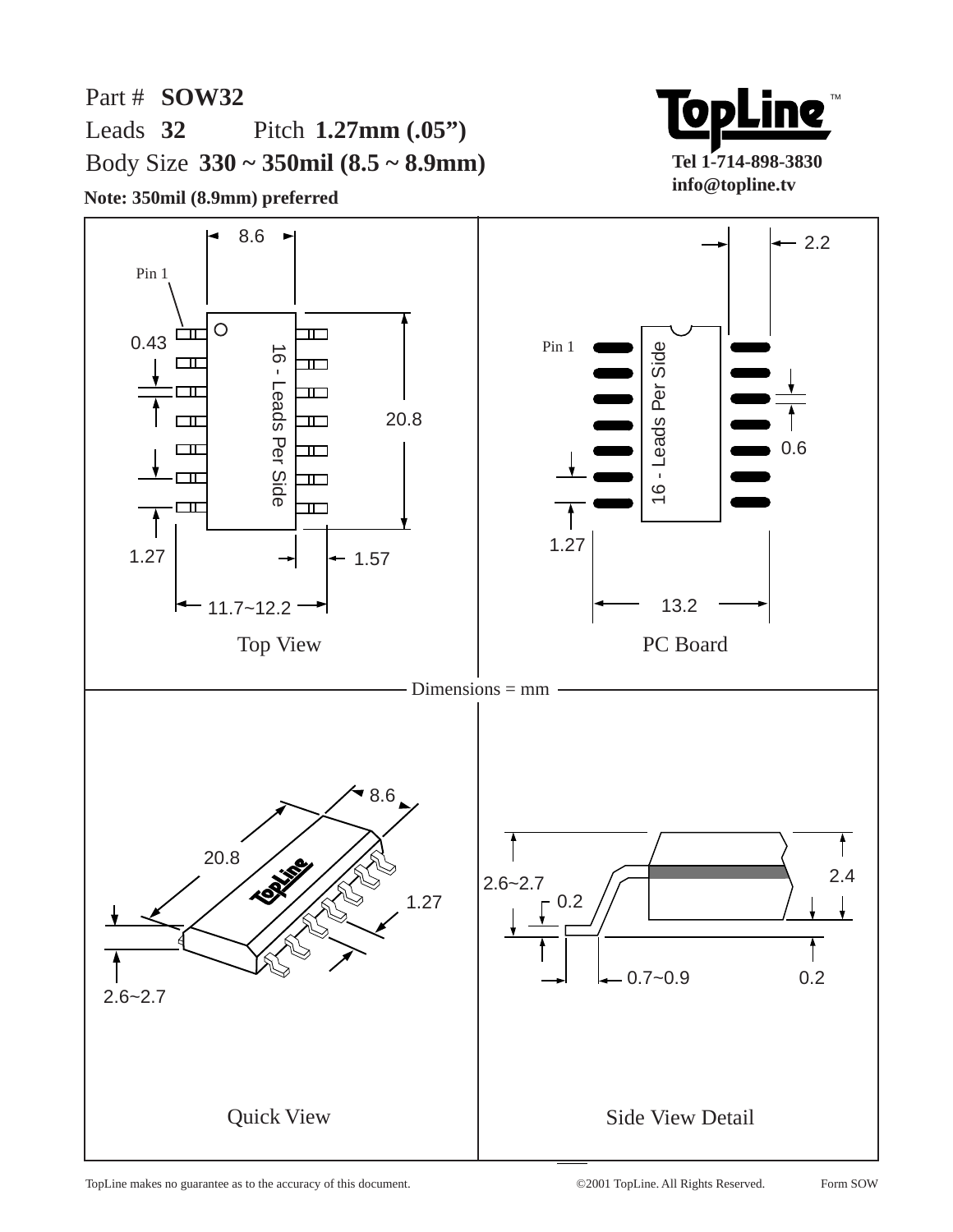Part # **SOW32**

Leads **32** Pitch **1.27mm (.05”)**

Body Size **330 ~ 350mil (8.5 ~ 8.9mm)**

**Note: 350mil (8.9mm) preferred**

**TopLine™**

**Tel 1-714-898-3830**

**info@topline.tv**

8.6

Pin 1

0.43

16 - Leads Per Side

20.8

1.27

1.57

11.7~12.2

Top View

2.2

Pin 1

16 - Leads Per Side

0.6

1.27

13.2

PC Board

Dimensions = mm

8.6

20.8

1.27

2.6~2.7

Quick View

2.6~2.7

0.2

2.4

0.7~0.9

0.2

Side View Detail

TopLine makes no guarantee as to the accuracy of this document. ©2001 TopLine. All Rights Reserved. Form SOW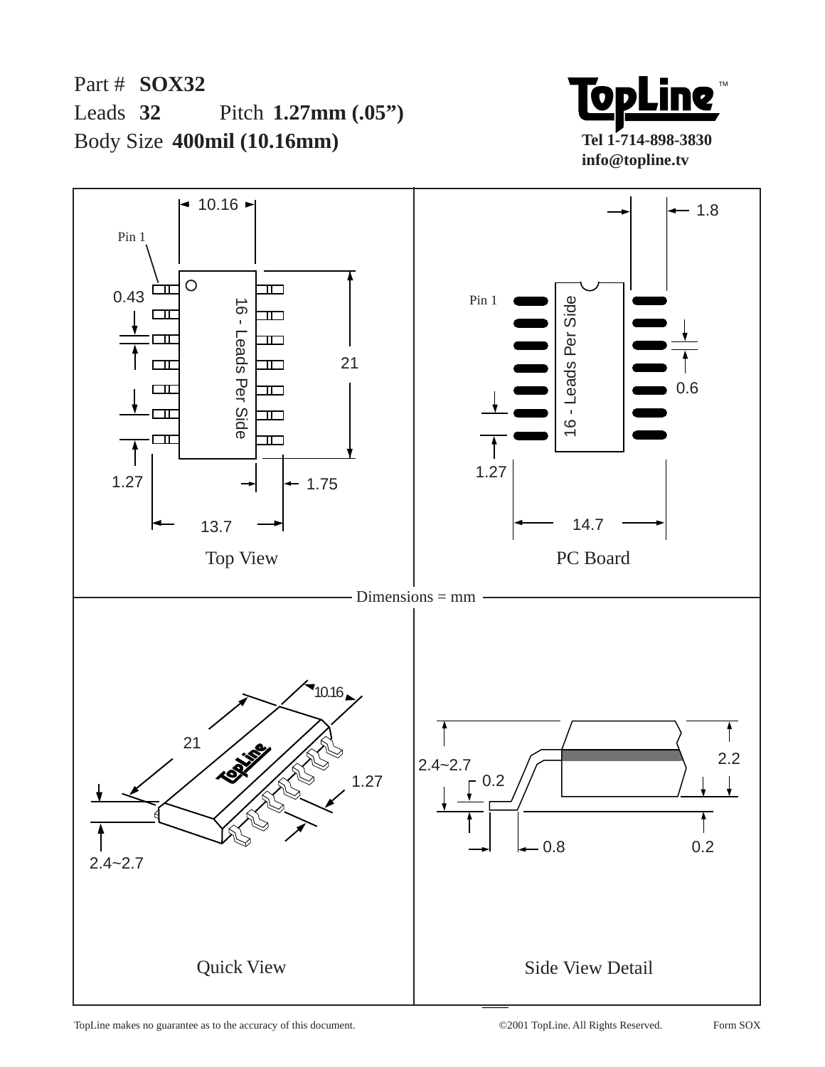Part # **SOX32**

Leads **32** Pitch **1.27mm (.05")**

Body Size **400mil (10.16mm)**

**TopLine**™

**Tel 1-714-898-3830**
**info@topline.tv**

Top View

- 10.16
- Pin 1
- 0.43
- 16 - Leads Per Side
- 21
- 1.27
- 1.75
- 13.7

PC Board

- 1.8
- Pin 1
- 16 - Leads Per Side
- 0.6
- 1.27
- 14.7

Dimensions = mm

Quick View

- 10.16
- 21
- 1.27
- 2.4~2.7

Side View Detail

- 2.4~2.7
- 0.2
- 2.2
- 0.8
- 0.2

TopLine makes no guarantee as to the accuracy of this document. ©2001 TopLine. All Rights Reserved. Form SOX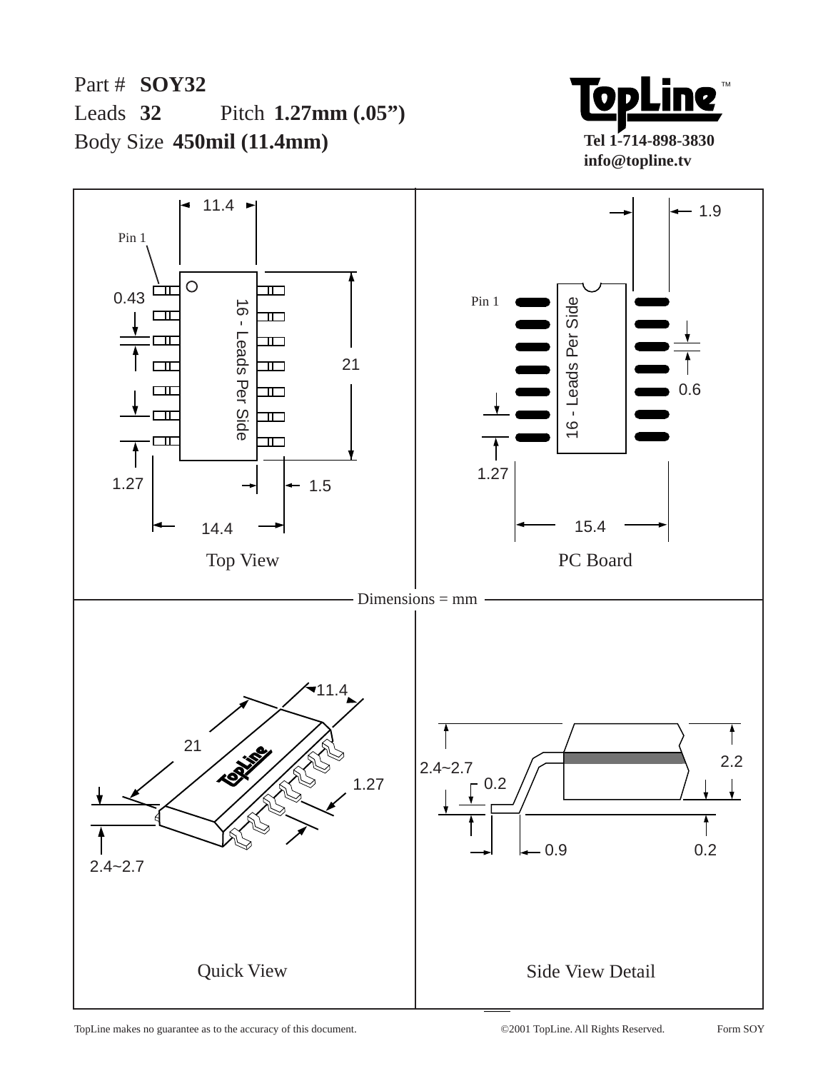Part # **SOY32**

Leads **32** Pitch **1.27mm (.05")**

Body Size **450mil (11.4mm)**

**TopLine**™

**Tel 1-714-898-3830**

**info@topline.tv**

11.4

Pin 1

0.43

16 - Leads Per Side

21

1.27

1.5

14.4

Top View

1.9

Pin 1

16 - Leads Per Side

0.6

1.27

15.4

PC Board

Dimensions = mm

11.4

21

1.27

2.4~2.7

Quick View

2.4~2.7

0.2

2.2

0.9

0.2

Side View Detail

TopLine makes no guarantee as to the accuracy of this document. ©2001 TopLine. All Rights Reserved. Form SOY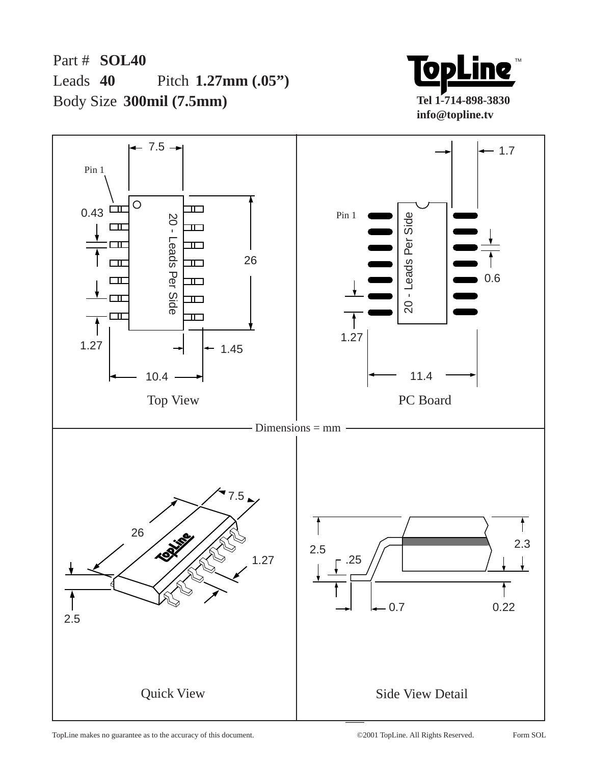Part # **SOL40**

Leads **40** Pitch **1.27mm (.05")**

Body Size **300mil (7.5mm)**

**TopLine**™

**Tel 1-714-898-3830**
**info@topline.tv**

7.5

Pin 1

0.43

20 - Leads Per Side

26

1.27

1.45

10.4

Top View

1.7

Pin 1

20 - Leads Per Side

0.6

1.27

11.4

PC Board

Dimensions = mm

7.5

26

1.27

2.5

Quick View

2.5

.25

2.3

0.7

0.22

Side View Detail

TopLine makes no guarantee as to the accuracy of this document. ©2001 TopLine. All Rights Reserved. Form SOL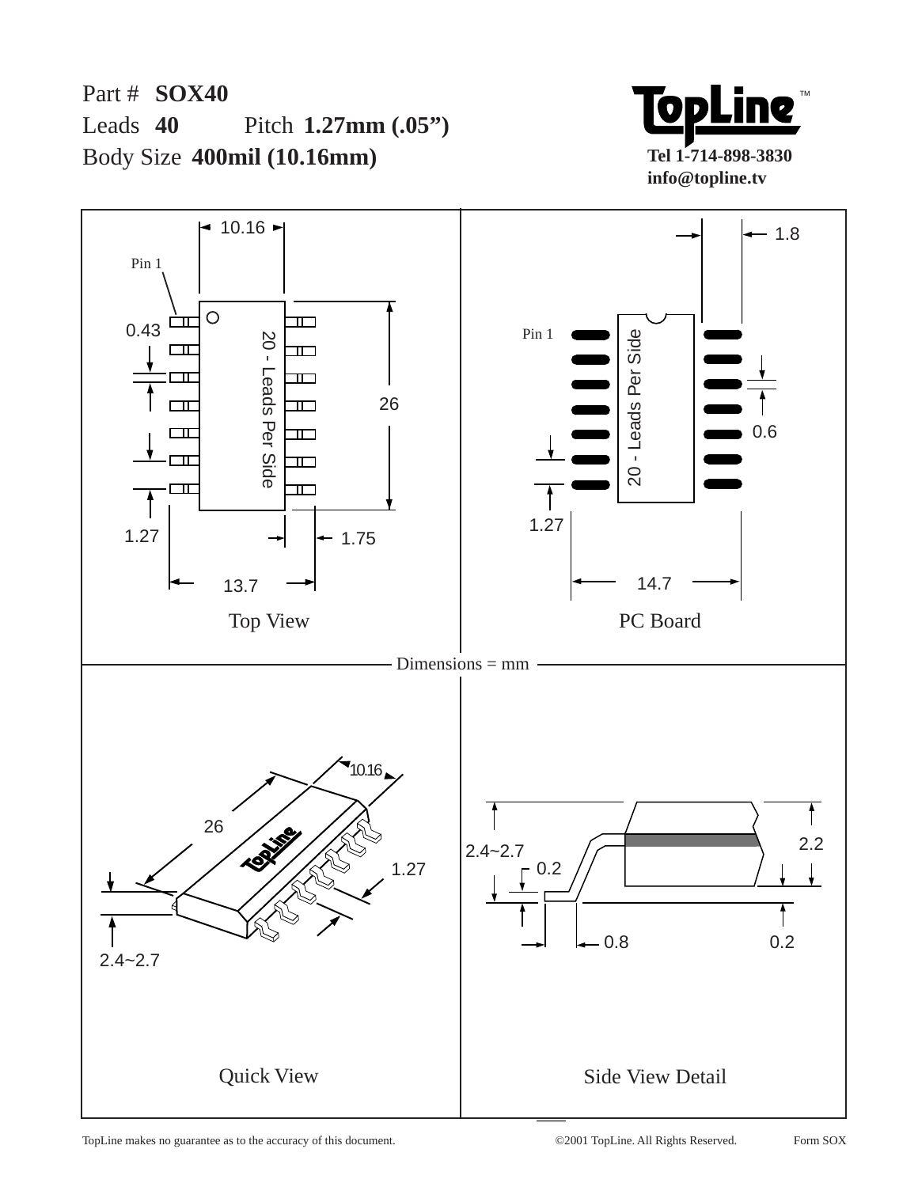Part # **SOX40**

Leads **40** Pitch **1.27mm (.05")**

Body Size **400mil (10.16mm)**

**TopLine™**

**Tel 1-714-898-3830**
**info@topline.tv**

Top View

10.16
Pin 1
0.43
20 - Leads Per Side
26
1.27
1.75
13.7

PC Board

1.8
Pin 1
20 - Leads Per Side
0.6
1.27
14.7

Dimensions = mm

Quick View

10.16
26
1.27
2.4~2.7

Side View Detail

2.4~2.7
0.2
2.2
0.8
0.2

TopLine makes no guarantee as to the accuracy of this document. ©2001 TopLine. All Rights Reserved. Form SOX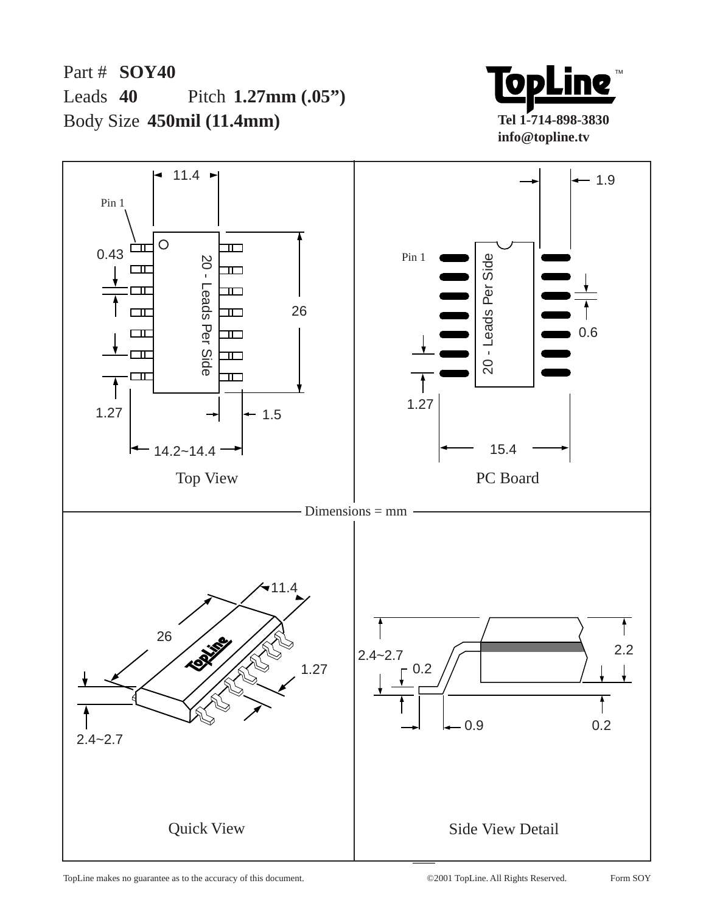Part # **SOY40**

Leads **40** Pitch **1.27mm (.05")**

Body Size **450mil (11.4mm)**

**TopLine**™

**Tel 1-714-898-3830**

**info@topline.tv**

11.4

Pin 1

0.43

20 - Leads Per Side

26

1.27

1.5

14.2~14.4

Top View

1.9

Pin 1

20 - Leads Per Side

0.6

1.27

15.4

PC Board

Dimensions = mm

11.4

26

1.27

2.4~2.7

Quick View

2.4~2.7

0.2

2.2

0.9

0.2

Side View Detail

TopLine makes no guarantee as to the accuracy of this document. ©2001 TopLine. All Rights Reserved. Form SOY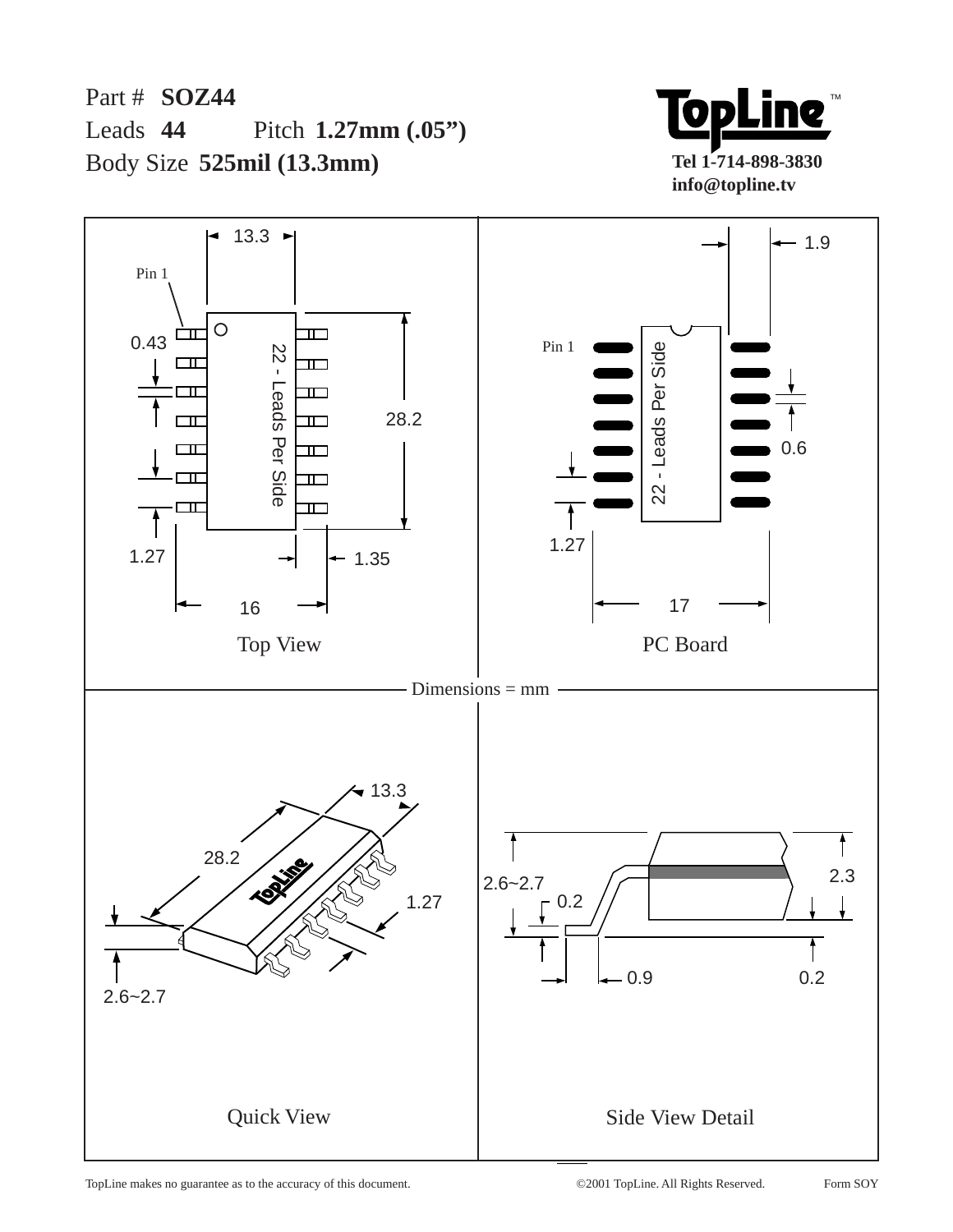Part # **SOZ44**

Leads **44** Pitch **1.27mm (.05")**

Body Size **525mil (13.3mm)**

TopLine™

**Tel 1-714-898-3830**

**info@topline.tv**

13.3

Pin 1

0.43

22 - Leads Per Side

28.2

1.27

1.35

16

Top View

1.9

Pin 1

22 - Leads Per Side

0.6

1.27

17

PC Board

Dimensions = mm

13.3

28.2

1.27

2.6~2.7

Quick View

2.6~2.7

0.2

2.3

0.9

0.2

Side View Detail

TopLine makes no guarantee as to the accuracy of this document.

©2001 TopLine. All Rights Reserved.

Form SOY